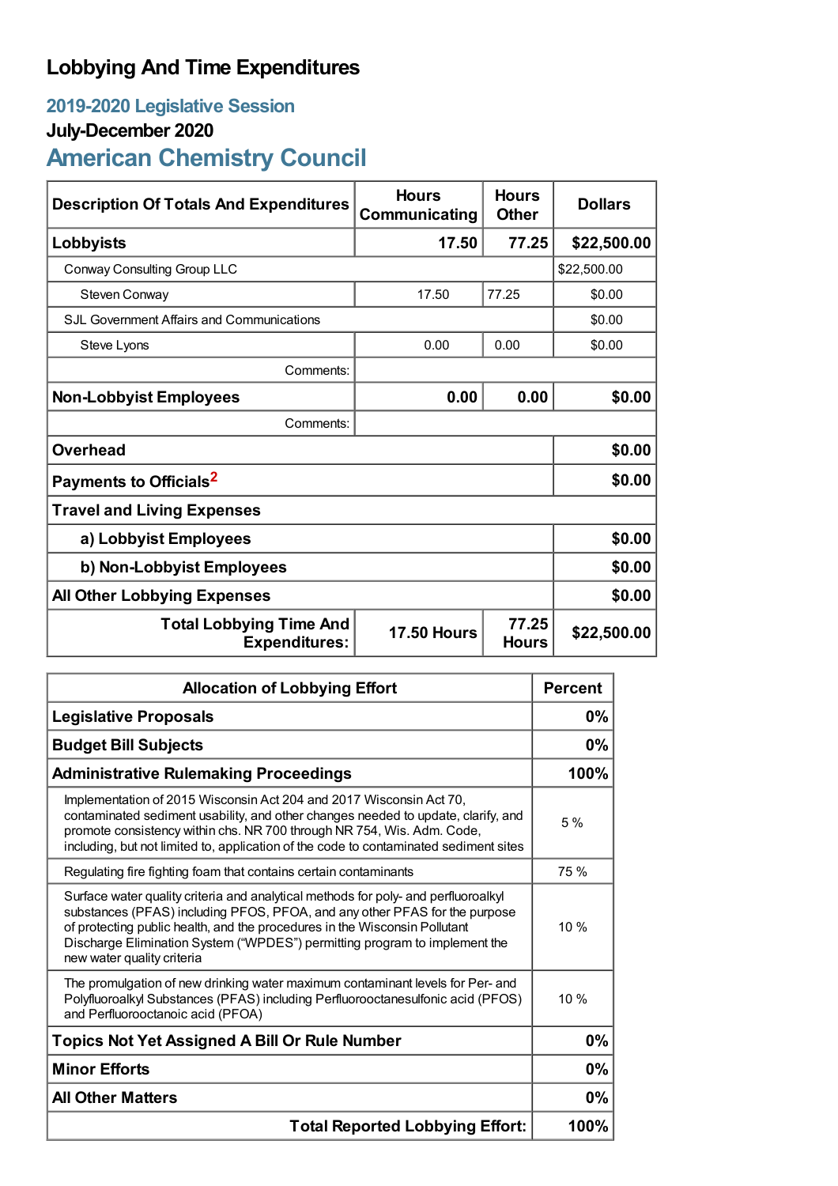# Lobbying And Time Expenditures

## 2019-2020 Legislative Session

### July-December 2020

## American Chemistry Council

| Description Of Totals And Expenditures | Hours Communicating | Hours Other | Dollars |
|---|---|---|---|
| **Lobbyists** | **17.50** | **77.25** | **$22,500.00** |
| Conway Consulting Group LLC | | | $22,500.00 |
| Steven Conway | 17.50 | 77.25 | $0.00 |
| SJL Government Affairs and Communications | | | $0.00 |
| Steve Lyons | 0.00 | 0.00 | $0.00 |
| Comments: | | | |
| **Non-Lobbyist Employees** | **0.00** | **0.00** | **$0.00** |
| Comments: | | | |
| **Overhead** | | | **$0.00** |
| **Payments to Officials**[2] | | | **$0.00** |
| **Travel and Living Expenses** | | | |
| **a) Lobbyist Employees** | | | **$0.00** |
| **b) Non-Lobbyist Employees** | | | **$0.00** |
| **All Other Lobbying Expenses** | | | **$0.00** |
| **Total Lobbying Time And Expenditures:** | **17.50 Hours** | **77.25 Hours** | **$22,500.00** |

| Allocation of Lobbying Effort | Percent |
|---|---|
| **Legislative Proposals** | **0%** |
| **Budget Bill Subjects** | **0%** |
| **Administrative Rulemaking Proceedings** | **100%** |
| Implementation of 2015 Wisconsin Act 204 and 2017 Wisconsin Act 70, contaminated sediment usability, and other changes needed to update, clarify, and promote consistency within chs. NR 700 through NR 754, Wis. Adm. Code, including, but not limited to, application of the code to contaminated sediment sites | 5 % |
| Regulating fire fighting foam that contains certain contaminants | 75 % |
| Surface water quality criteria and analytical methods for poly- and perfluoroalkyl substances (PFAS) including PFOS, PFOA, and any other PFAS for the purpose of protecting public health, and the procedures in the Wisconsin Pollutant Discharge Elimination System ("WPDES") permitting program to implement the new water quality criteria | 10 % |
| The promulgation of new drinking water maximum contaminant levels for Per- and Polyfluoroalkyl Substances (PFAS) including Perfluorooctanesulfonic acid (PFOS) and Perfluorooctanoic acid (PFOA) | 10 % |
| **Topics Not Yet Assigned A Bill Or Rule Number** | **0%** |
| **Minor Efforts** | **0%** |
| **All Other Matters** | **0%** |
| **Total Reported Lobbying Effort:** | **100%** |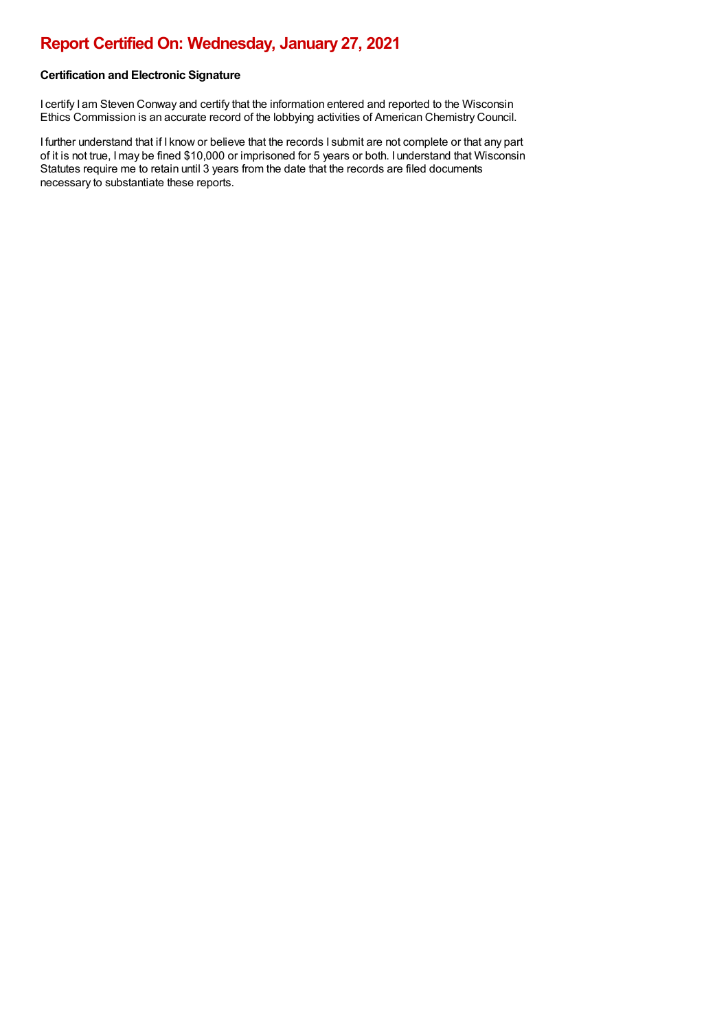# Report Certified On: Wednesday, January 27, 2021

**Certification and Electronic Signature**

I certify I am Steven Conway and certify that the information entered and reported to the Wisconsin Ethics Commission is an accurate record of the lobbying activities of American Chemistry Council.

I further understand that if I know or believe that the records I submit are not complete or that any part of it is not true, I may be fined $10,000 or imprisoned for 5 years or both. I understand that Wisconsin Statutes require me to retain until 3 years from the date that the records are filed documents necessary to substantiate these reports.